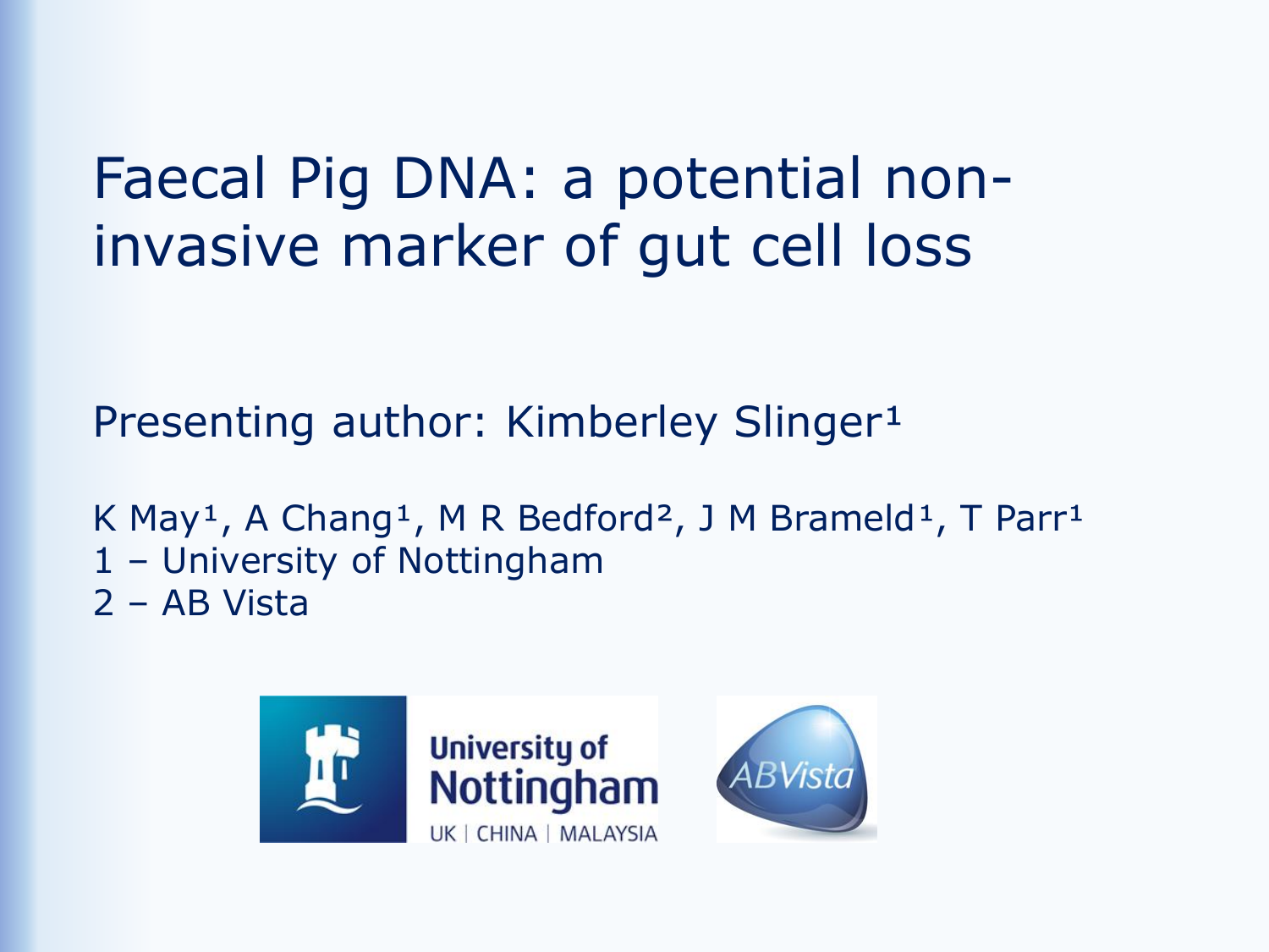# Faecal Pig DNA: a potential non-invasive marker of gut cell loss

Presenting author: Kimberley Slinger[1]

K May[1], A Chang[1], M R Bedford[2], J M Brameld[1], T Parr[1]

1 – University of Nottingham

2 – AB Vista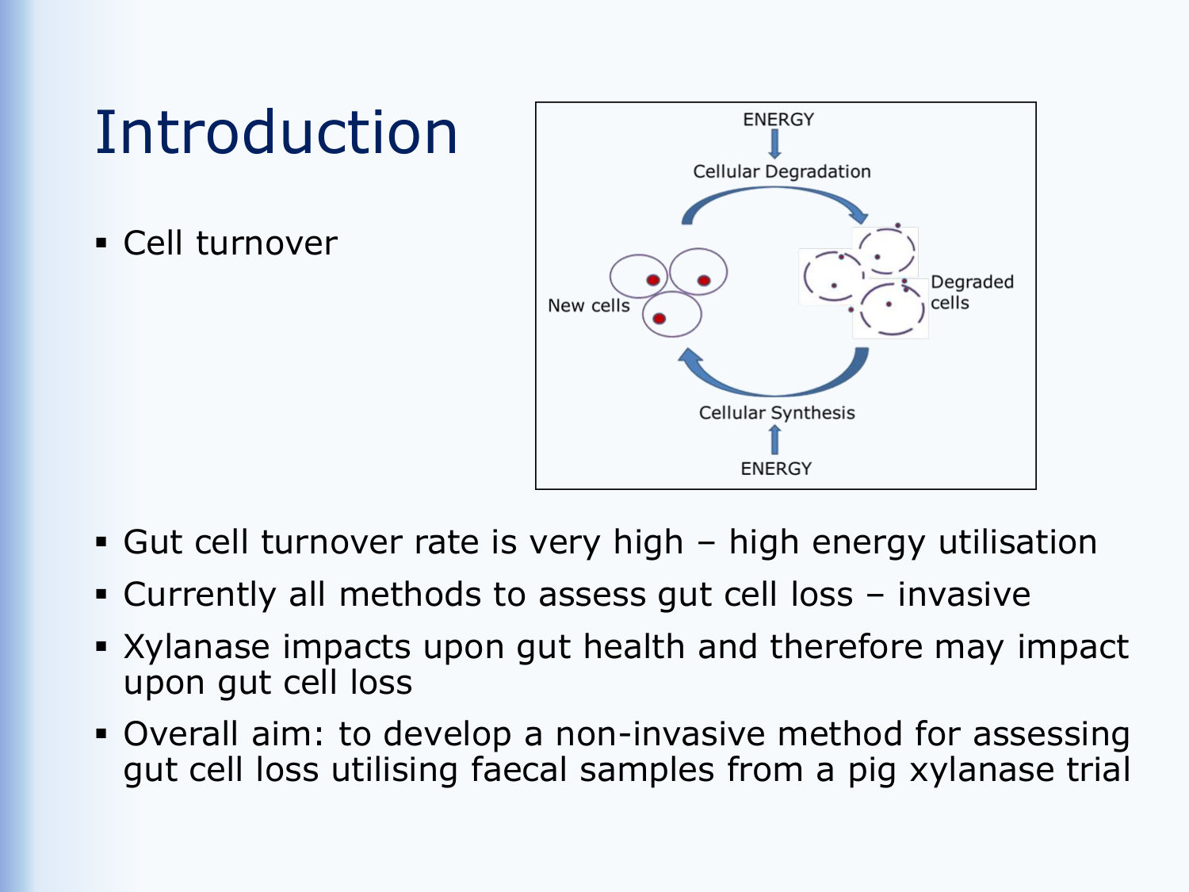# Introduction

- Cell turnover
- Gut cell turnover rate is very high – high energy utilisation
- Currently all methods to assess gut cell loss – invasive
- Xylanase impacts upon gut health and therefore may impact upon gut cell loss
- Overall aim: to develop a non-invasive method for assessing gut cell loss utilising faecal samples from a pig xylanase trial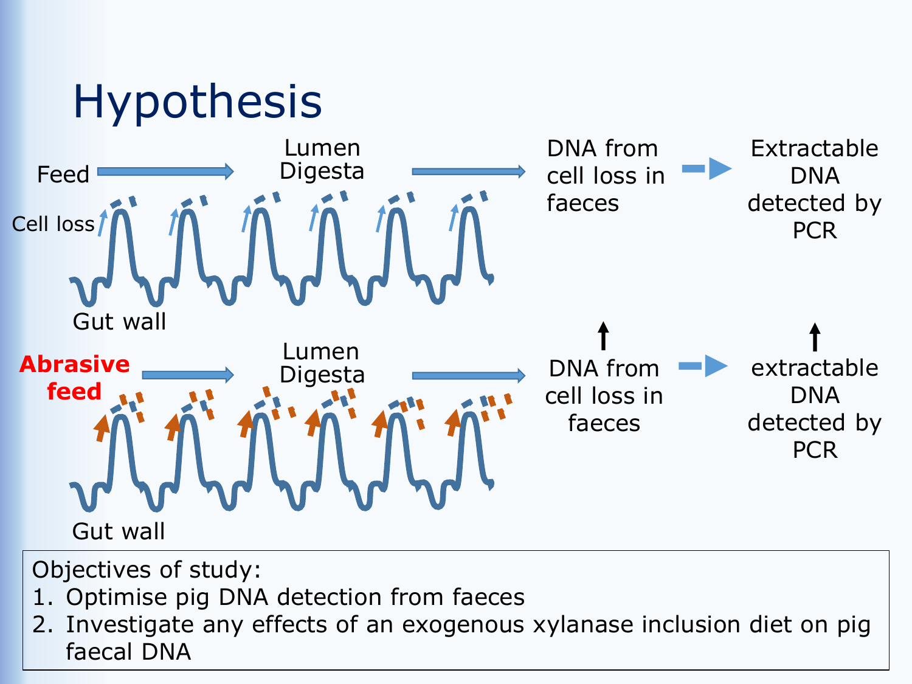# Hypothesis

Feed → Lumen Digesta → DNA from cell loss in faeces → Extractable DNA detected by PCR

Cell loss

Gut wall

**Abrasive feed** → Lumen Digesta → ↑ DNA from cell loss in faeces → ↑ extractable DNA detected by PCR

Gut wall

Objectives of study:

1. Optimise pig DNA detection from faeces
2. Investigate any effects of an exogenous xylanase inclusion diet on pig faecal DNA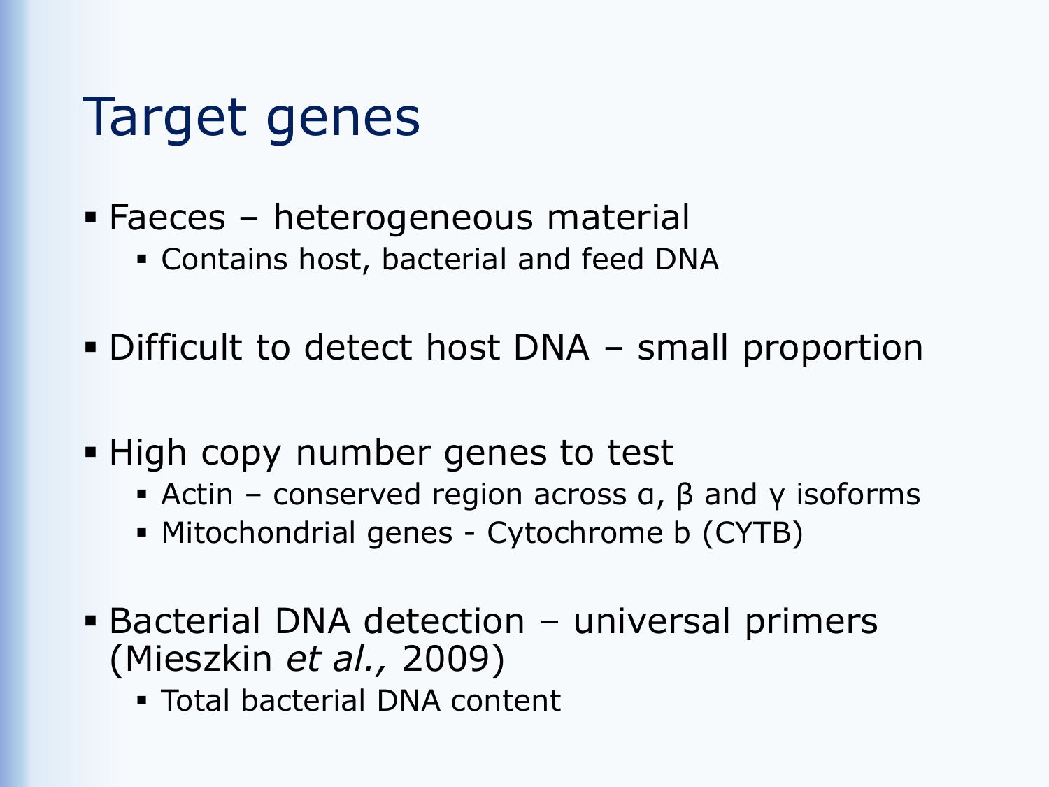# Target genes

- Faeces – heterogeneous material
  - Contains host, bacterial and feed DNA
- Difficult to detect host DNA – small proportion
- High copy number genes to test
  - Actin – conserved region across α, β and γ isoforms
  - Mitochondrial genes - Cytochrome b (CYTB)
- Bacterial DNA detection – universal primers (Mieszkin *et al.,* 2009)
  - Total bacterial DNA content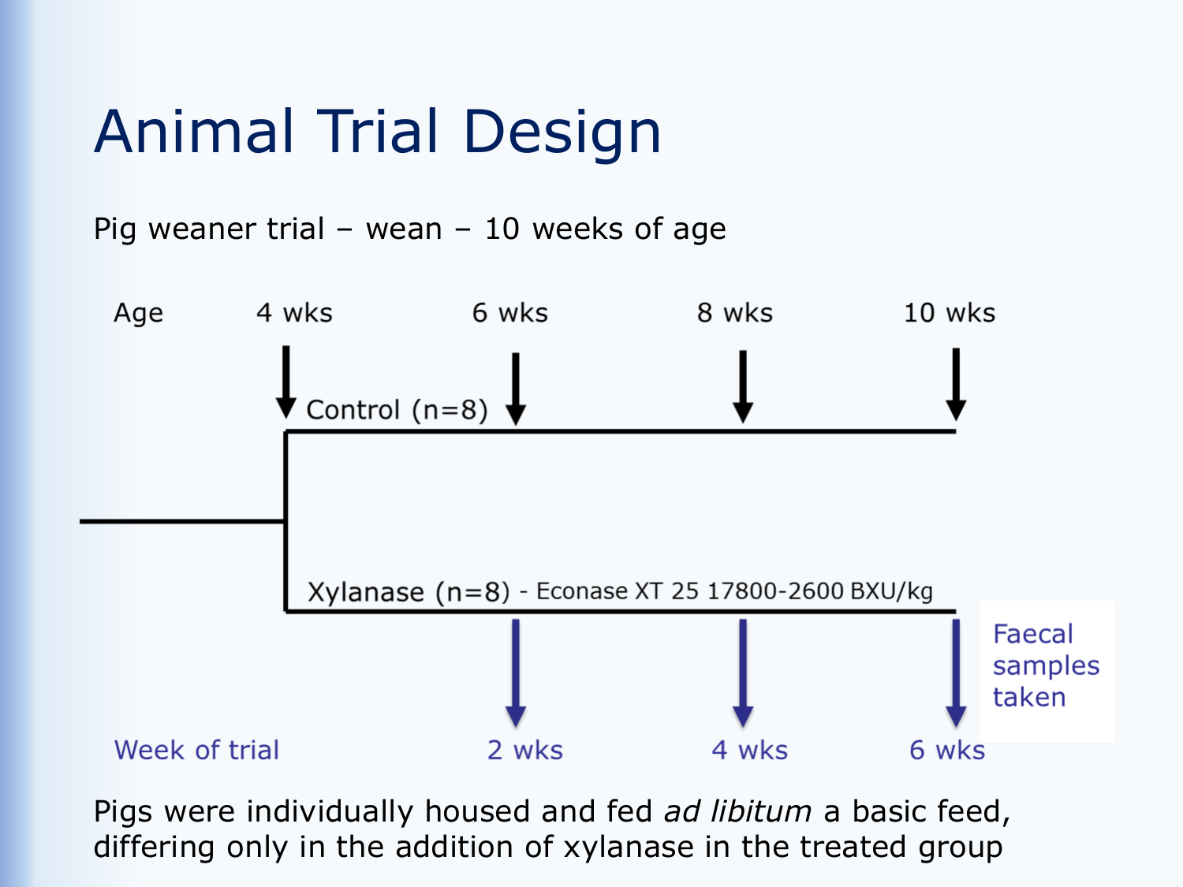# Animal Trial Design

Pig weaner trial – wean – 10 weeks of age

| Age | 4 wks | 6 wks | 8 wks | 10 wks |
| --- | --- | --- | --- | --- |

Control (n=8)

Xylanase (n=8) - Econase XT 25 17800-2600 BXU/kg

Faecal samples taken

| Week of trial | 2 wks | 4 wks | 6 wks |
| --- | --- | --- | --- |

Pigs were individually housed and fed *ad libitum* a basic feed, differing only in the addition of xylanase in the treated group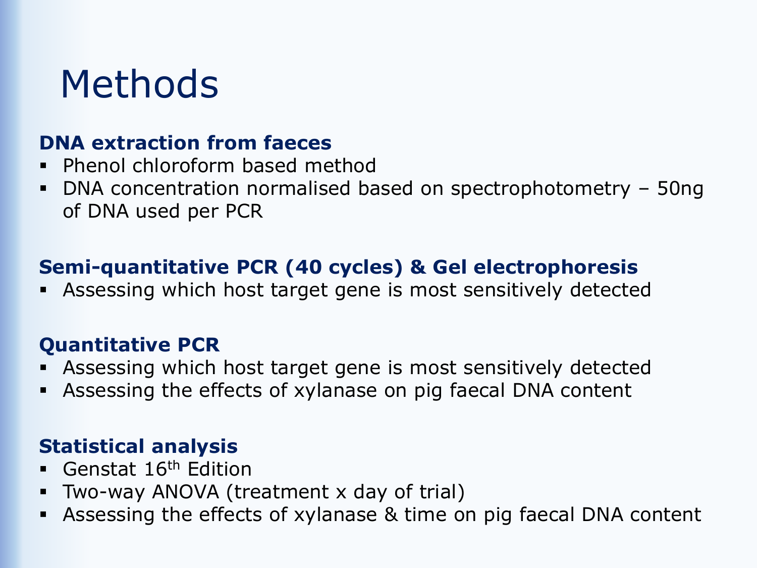# Methods

**DNA extraction from faeces**

- Phenol chloroform based method
- DNA concentration normalised based on spectrophotometry – 50ng of DNA used per PCR

**Semi-quantitative PCR (40 cycles) & Gel electrophoresis**

- Assessing which host target gene is most sensitively detected

**Quantitative PCR**

- Assessing which host target gene is most sensitively detected
- Assessing the effects of xylanase on pig faecal DNA content

**Statistical analysis**

- Genstat $16^{th}$ Edition
- Two-way ANOVA (treatment x day of trial)
- Assessing the effects of xylanase & time on pig faecal DNA content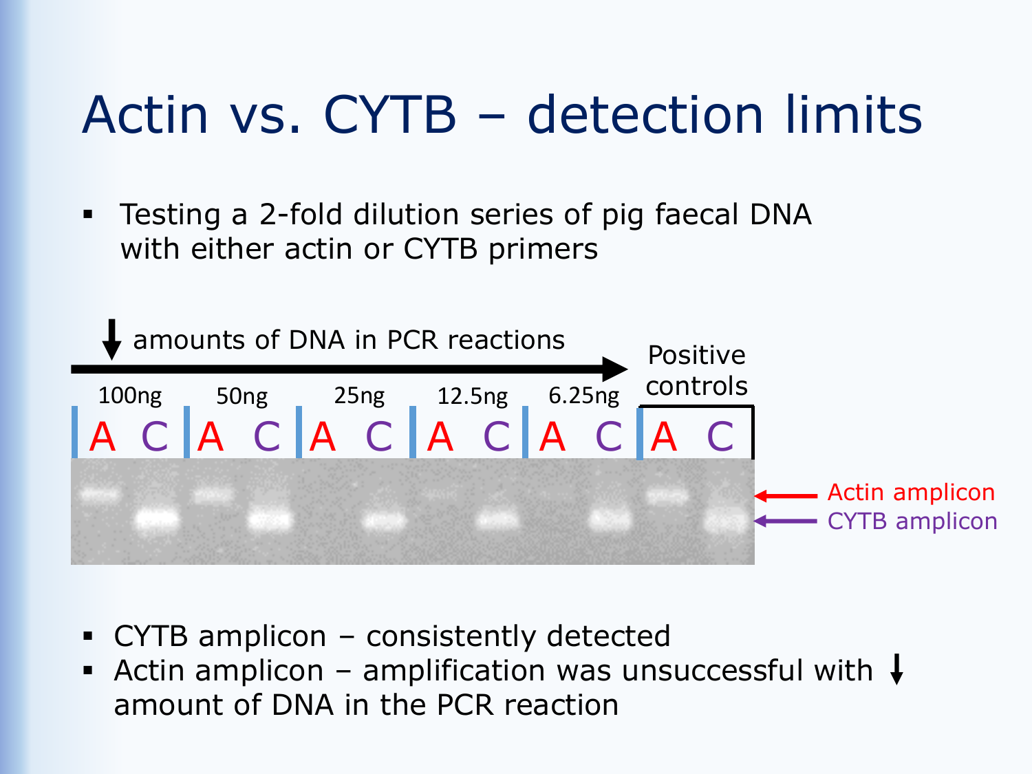# Actin vs. CYTB – detection limits

- Testing a 2-fold dilution series of pig faecal DNA with either actin or CYTB primers

↓ amounts of DNA in PCR reactions

| 100ng | | 50ng | | 25ng | | 12.5ng | | 6.25ng | | Positive controls | |
|---|---|---|---|---|---|---|---|---|---|---|---|
| A | C | A | C | A | C | A | C | A | C | A | C |

Actin amplicon

CYTB amplicon

- CYTB amplicon – consistently detected
- Actin amplicon – amplification was unsuccessful with ↓ amount of DNA in the PCR reaction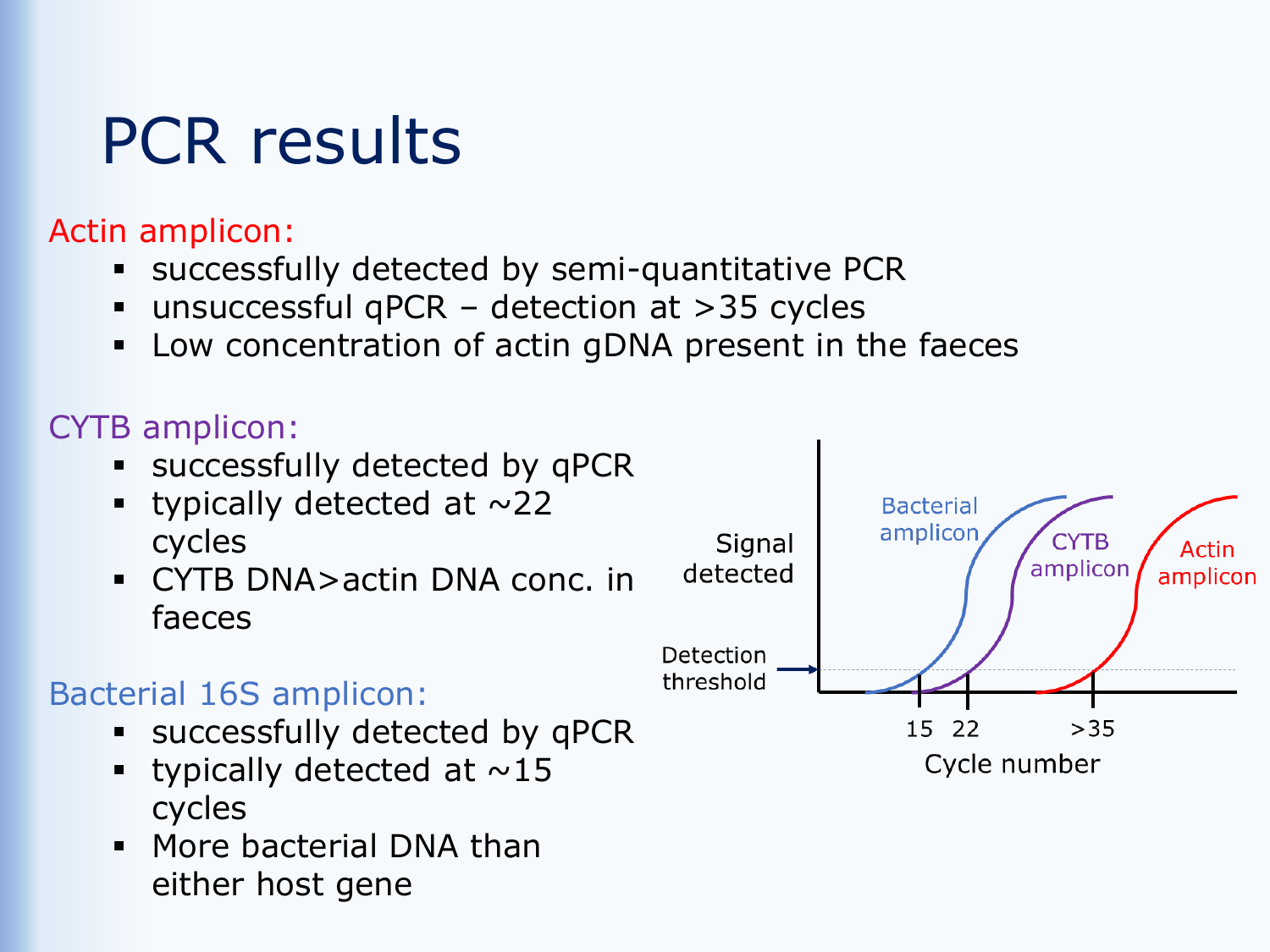# PCR results

Actin amplicon:

- successfully detected by semi-quantitative PCR
- unsuccessful qPCR – detection at >35 cycles
- Low concentration of actin gDNA present in the faeces

CYTB amplicon:

- successfully detected by qPCR
- typically detected at ~22 cycles
- CYTB DNA>actin DNA conc. in faeces

Bacterial 16S amplicon:

- successfully detected by qPCR
- typically detected at ~15 cycles
- More bacterial DNA than either host gene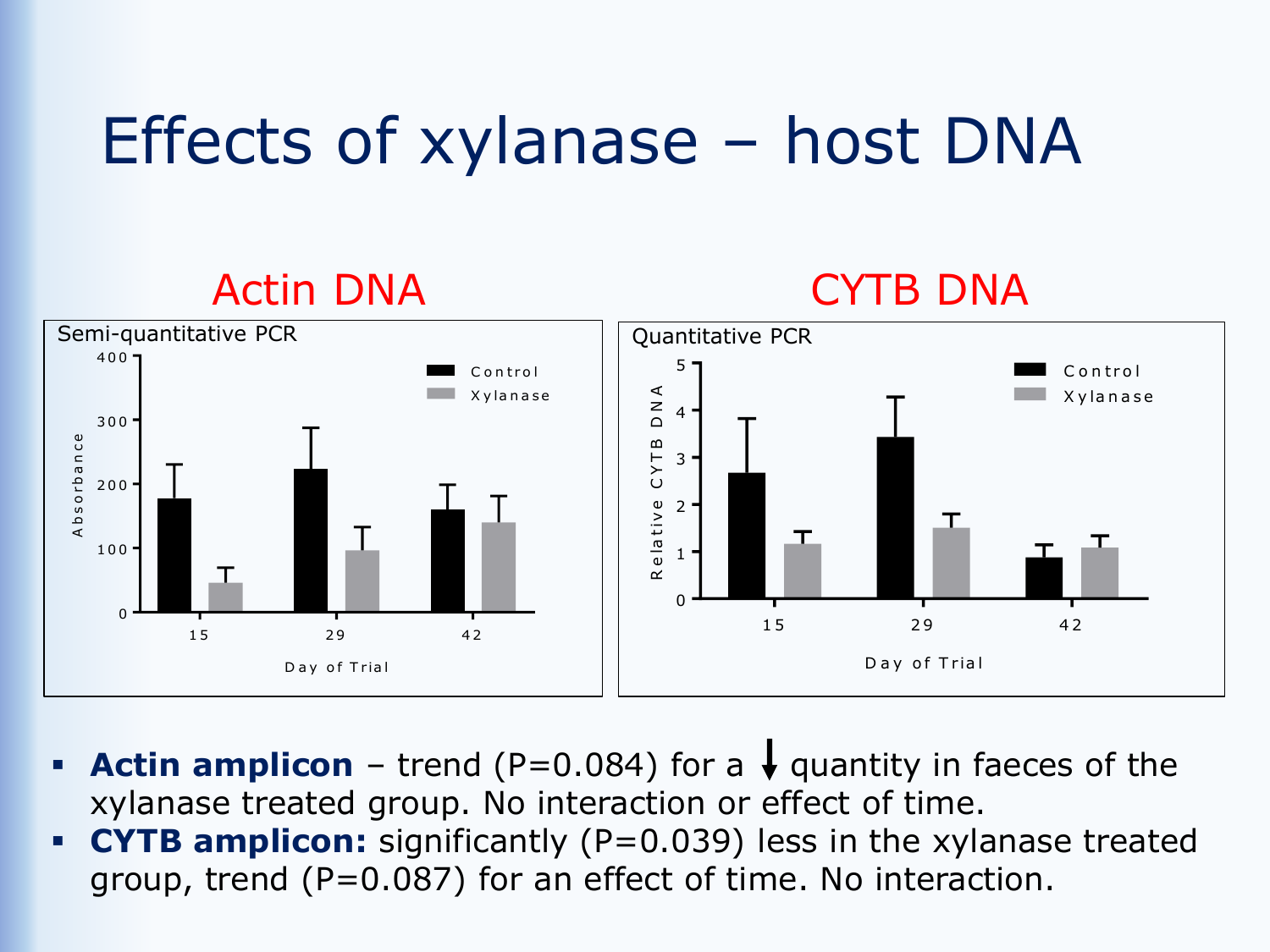# Effects of xylanase – host DNA

## Actin DNA

Semi-quantitative PCR

## CYTB DNA

Quantitative PCR

- **Actin amplicon** – trend (P=0.084) for a ↓ quantity in faeces of the xylanase treated group. No interaction or effect of time.
- **CYTB amplicon:** significantly (P=0.039) less in the xylanase treated group, trend (P=0.087) for an effect of time. No interaction.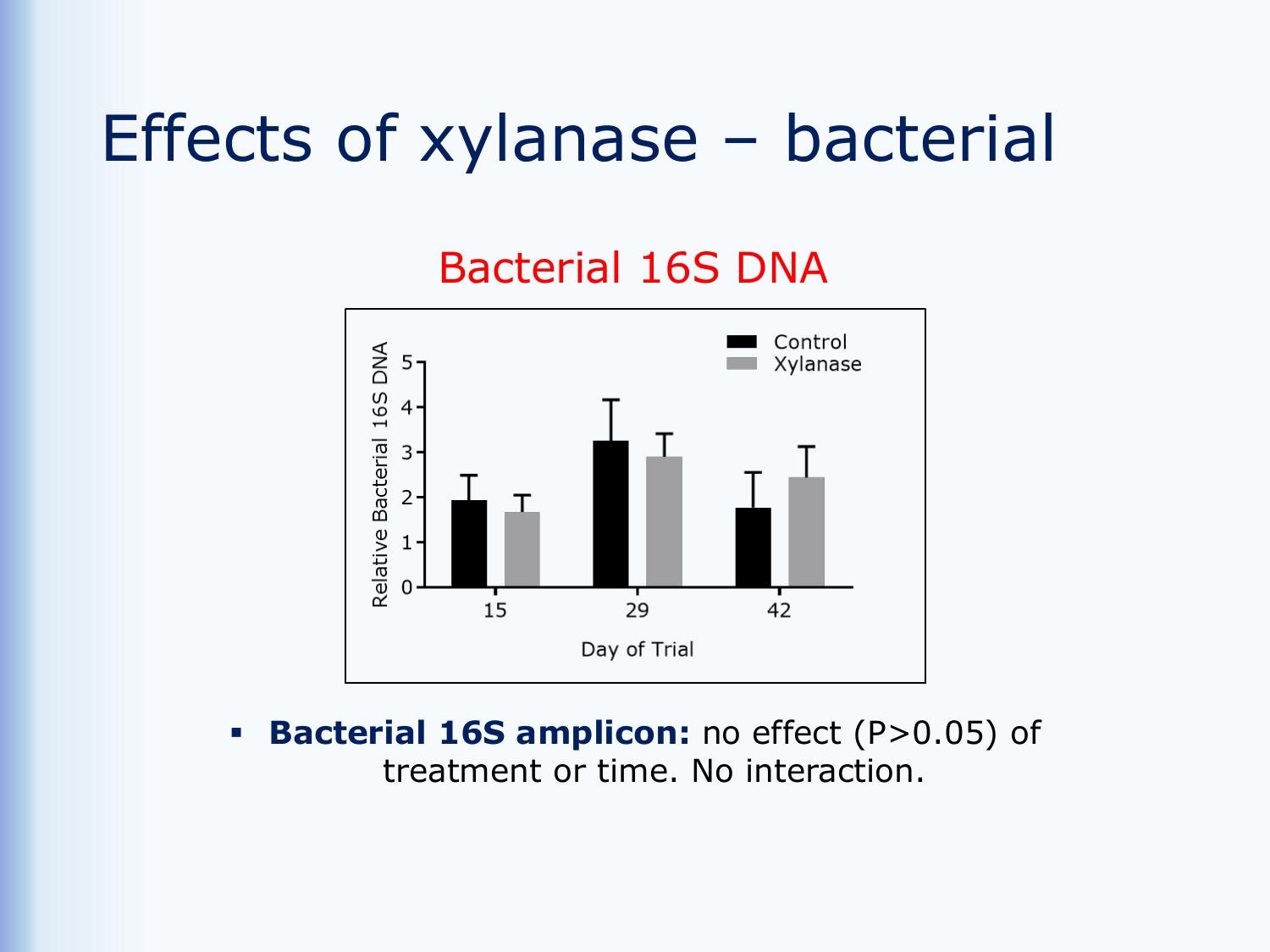# Effects of xylanase – bacterial

## Bacterial 16S DNA

- **Bacterial 16S amplicon:** no effect ($P>0.05$) of treatment or time. No interaction.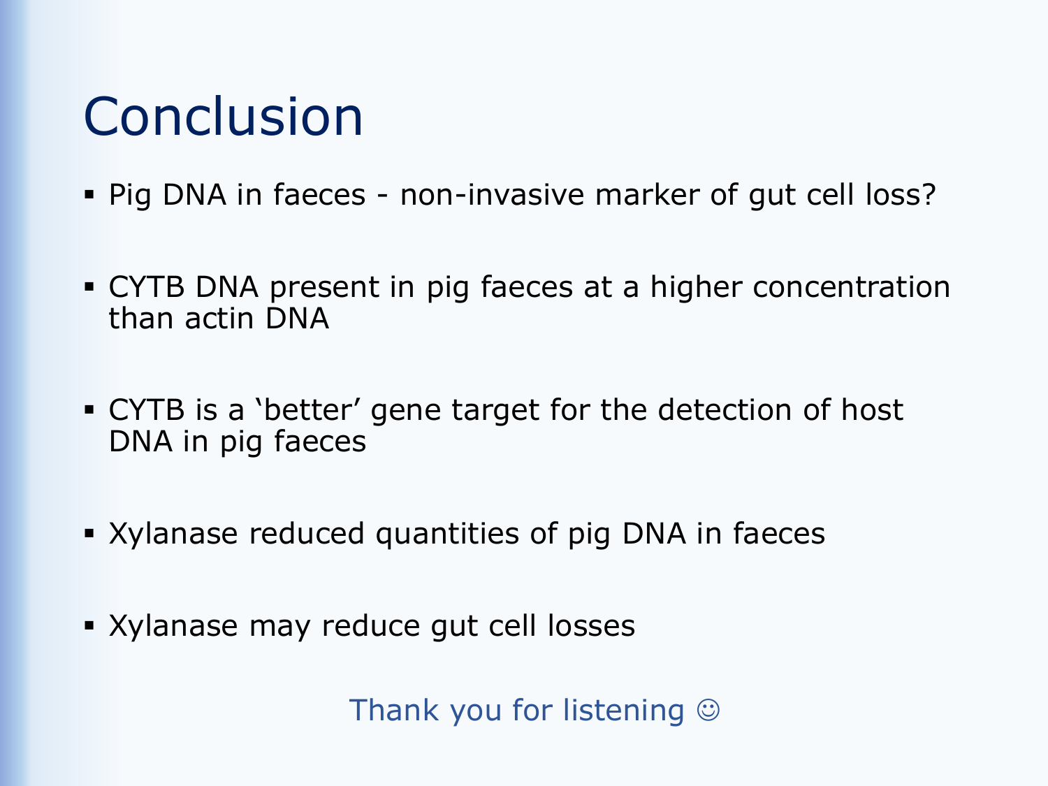# Conclusion

- Pig DNA in faeces - non-invasive marker of gut cell loss?
- CYTB DNA present in pig faeces at a higher concentration than actin DNA
- CYTB is a ‘better’ gene target for the detection of host DNA in pig faeces
- Xylanase reduced quantities of pig DNA in faeces
- Xylanase may reduce gut cell losses

Thank you for listening ☺